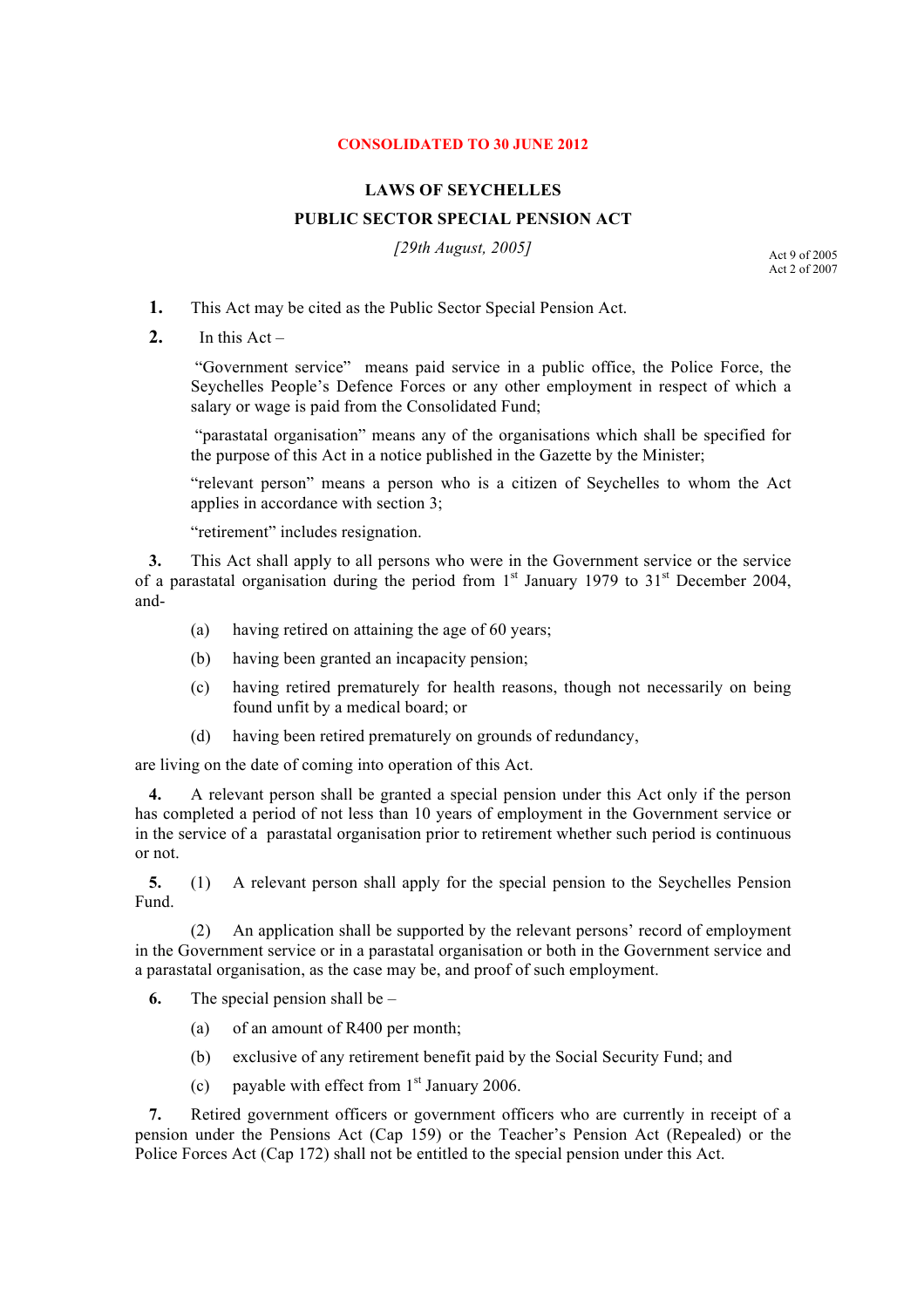**CONSOLIDATED TO 30 JUNE 2012**

# LAWS OF SEYCHELLES

## PUBLIC SECTOR SPECIAL PENSION ACT

*[29th August, 2005]*

Act 9 of 2005
Act 2 of 2007

**1.** This Act may be cited as the Public Sector Special Pension Act.

**2.** In this Act –

"Government service" means paid service in a public office, the Police Force, the Seychelles People's Defence Forces or any other employment in respect of which a salary or wage is paid from the Consolidated Fund;

"parastatal organisation" means any of the organisations which shall be specified for the purpose of this Act in a notice published in the Gazette by the Minister;

"relevant person" means a person who is a citizen of Seychelles to whom the Act applies in accordance with section 3;

"retirement" includes resignation.

**3.** This Act shall apply to all persons who were in the Government service or the service of a parastatal organisation during the period from 1st January 1979 to 31st December 2004, and-

(a) having retired on attaining the age of 60 years;

(b) having been granted an incapacity pension;

(c) having retired prematurely for health reasons, though not necessarily on being found unfit by a medical board; or

(d) having been retired prematurely on grounds of redundancy,

are living on the date of coming into operation of this Act.

**4.** A relevant person shall be granted a special pension under this Act only if the person has completed a period of not less than 10 years of employment in the Government service or in the service of a parastatal organisation prior to retirement whether such period is continuous or not.

**5.** (1) A relevant person shall apply for the special pension to the Seychelles Pension Fund.

(2) An application shall be supported by the relevant persons' record of employment in the Government service or in a parastatal organisation or both in the Government service and a parastatal organisation, as the case may be, and proof of such employment.

**6.** The special pension shall be –

(a) of an amount of R400 per month;

(b) exclusive of any retirement benefit paid by the Social Security Fund; and

(c) payable with effect from 1st January 2006.

**7.** Retired government officers or government officers who are currently in receipt of a pension under the Pensions Act (Cap 159) or the Teacher's Pension Act (Repealed) or the Police Forces Act (Cap 172) shall not be entitled to the special pension under this Act.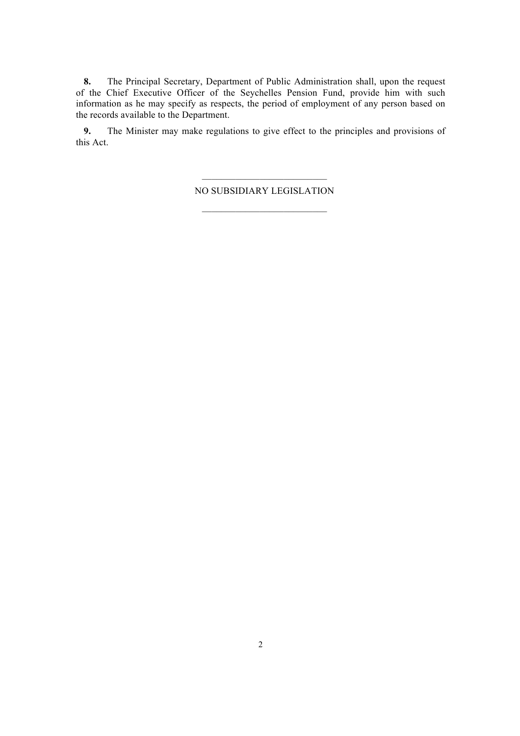**8.** The Principal Secretary, Department of Public Administration shall, upon the request of the Chief Executive Officer of the Seychelles Pension Fund, provide him with such information as he may specify as respects, the period of employment of any person based on the records available to the Department.

**9.** The Minister may make regulations to give effect to the principles and provisions of this Act.

---

NO SUBSIDIARY LEGISLATION

---